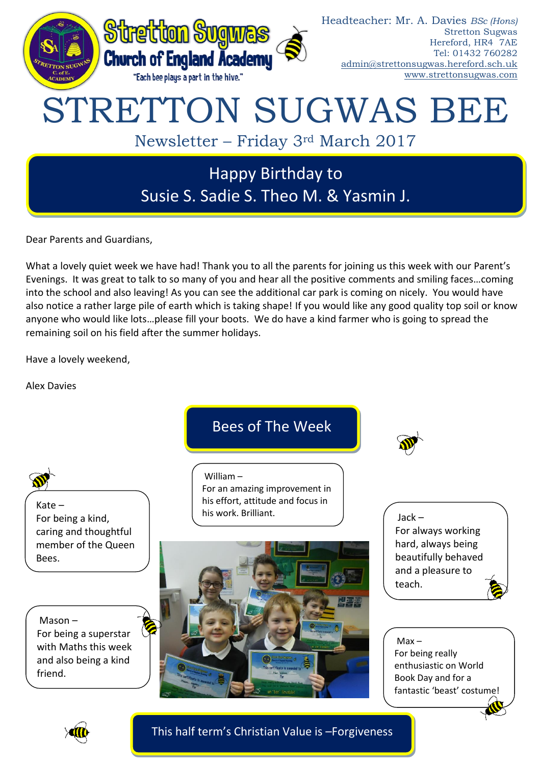Stretton Sugwas Church of England Academy

"Each bee plays a part in the hive."

Headteacher: Mr. A. Davies *BSc (Hons)*
Stretton Sugwas
Hereford, HR4 7AE
Tel: 01432 760282
admin@strettonsugwas.hereford.sch.uk
www.strettonsugwas.com

# STRETTON SUGWAS BEE

## Newsletter – Friday 3rd March 2017

**Happy Birthday to**
**Susie S. Sadie S. Theo M. & Yasmin J.**

Dear Parents and Guardians,

What a lovely quiet week we have had! Thank you to all the parents for joining us this week with our Parent's Evenings. It was great to talk to so many of you and hear all the positive comments and smiling faces…coming into the school and also leaving! As you can see the additional car park is coming on nicely. You would have also notice a rather large pile of earth which is taking shape! If you would like any good quality top soil or know anyone who would like lots…please fill your boots. We do have a kind farmer who is going to spread the remaining soil on his field after the summer holidays.

Have a lovely weekend,

Alex Davies

## Bees of The Week

Kate –
For being a kind, caring and thoughtful member of the Queen Bees.

William –
For an amazing improvement in his effort, attitude and focus in his work. Brilliant.

Jack –
For always working hard, always being beautifully behaved and a pleasure to teach.

Mason –
For being a superstar with Maths this week and also being a kind friend.

Max –
For being really enthusiastic on World Book Day and for a fantastic 'beast' costume!

**This half term's Christian Value is –Forgiveness**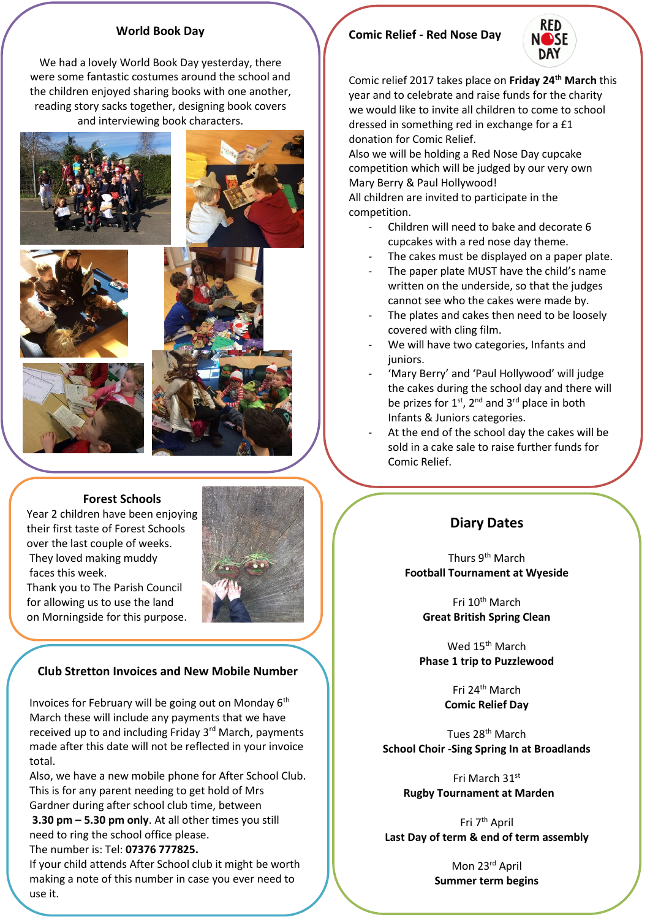## World Book Day

We had a lovely World Book Day yesterday, there were some fantastic costumes around the school and the children enjoyed sharing books with one another, reading story sacks together, designing book covers and interviewing book characters.

## Forest Schools

Year 2 children have been enjoying their first taste of Forest Schools over the last couple of weeks.
They loved making muddy faces this week.
Thank you to The Parish Council for allowing us to use the land on Morningside for this purpose.

## Club Stretton Invoices and New Mobile Number

Invoices for February will be going out on Monday 6th March these will include any payments that we have received up to and including Friday 3rd March, payments made after this date will not be reflected in your invoice total.
Also, we have a new mobile phone for After School Club. This is for any parent needing to get hold of Mrs Gardner during after school club time, between **3.30 pm – 5.30 pm only**. At all other times you still need to ring the school office please.
The number is: Tel: **07376 777825.**
If your child attends After School club it might be worth making a note of this number in case you ever need to use it.

## Comic Relief - Red Nose Day

RED NOSE DAY

Comic relief 2017 takes place on **Friday 24th March** this year and to celebrate and raise funds for the charity we would like to invite all children to come to school dressed in something red in exchange for a £1 donation for Comic Relief.
Also we will be holding a Red Nose Day cupcake competition which will be judged by our very own Mary Berry & Paul Hollywood!
All children are invited to participate in the competition.

- Children will need to bake and decorate 6 cupcakes with a red nose day theme.
- The cakes must be displayed on a paper plate.
- The paper plate MUST have the child's name written on the underside, so that the judges cannot see who the cakes were made by.
- The plates and cakes then need to be loosely covered with cling film.
- We will have two categories, Infants and juniors.
- 'Mary Berry' and 'Paul Hollywood' will judge the cakes during the school day and there will be prizes for 1st, 2nd and 3rd place in both Infants & Juniors categories.
- At the end of the school day the cakes will be sold in a cake sale to raise further funds for Comic Relief.

## Diary Dates

Thurs 9th March
**Football Tournament at Wyeside**

Fri 10th March
**Great British Spring Clean**

Wed 15th March
**Phase 1 trip to Puzzlewood**

Fri 24th March
**Comic Relief Day**

Tues 28th March
**School Choir -Sing Spring In at Broadlands**

Fri March 31st
**Rugby Tournament at Marden**

Fri 7th April
**Last Day of term & end of term assembly**

Mon 23rd April
**Summer term begins**